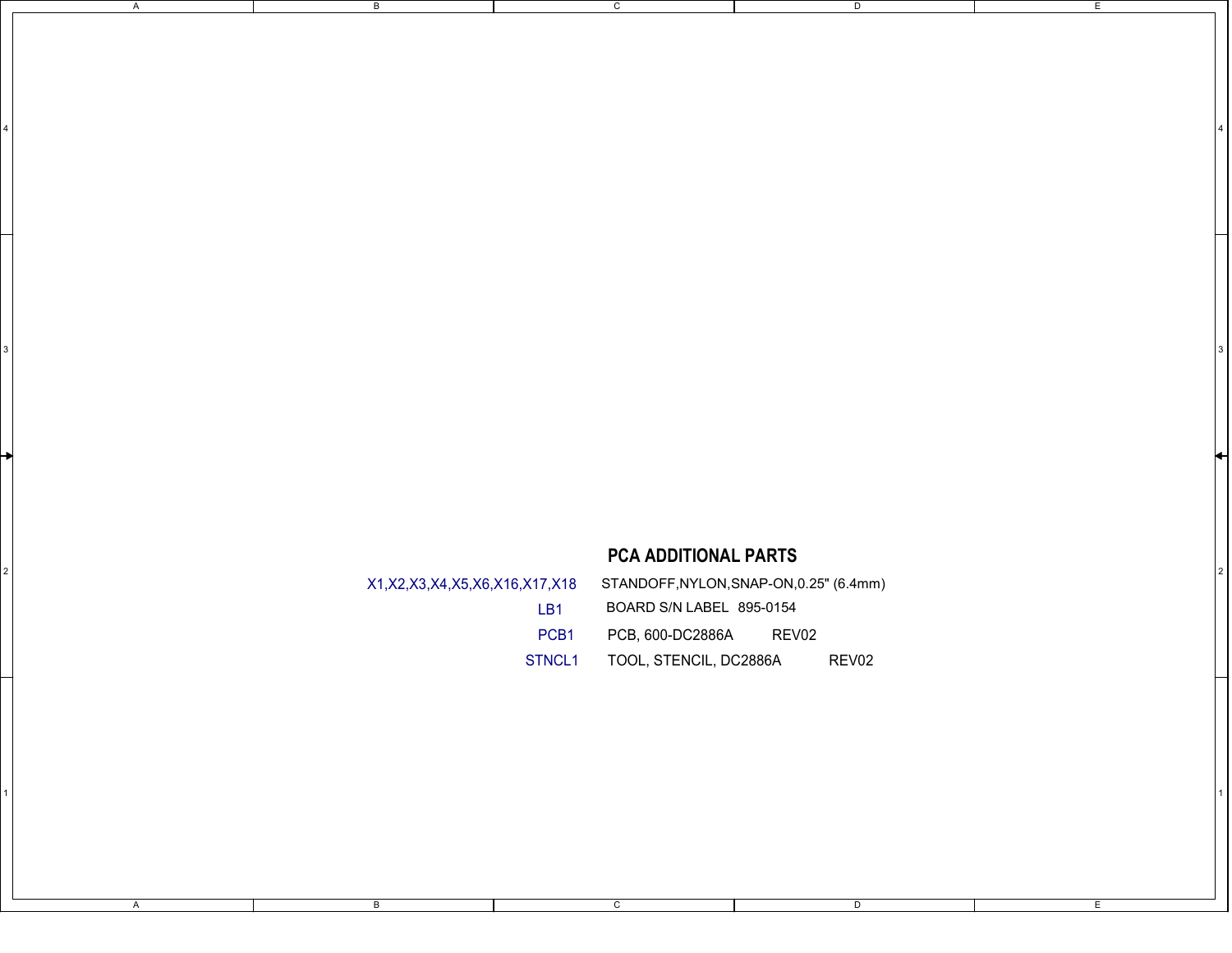## PCA ADDITIONAL PARTS

| | |
|---|---|
| X1,X2,X3,X4,X5,X6,X16,X17,X18 | STANDOFF,NYLON,SNAP-ON,0.25" (6.4mm) |
| LB1 | BOARD S/N LABEL 895-0154 |
| PCB1 | PCB, 600-DC2886A REV02 |
| STNCL1 | TOOL, STENCIL, DC2886A REV02 |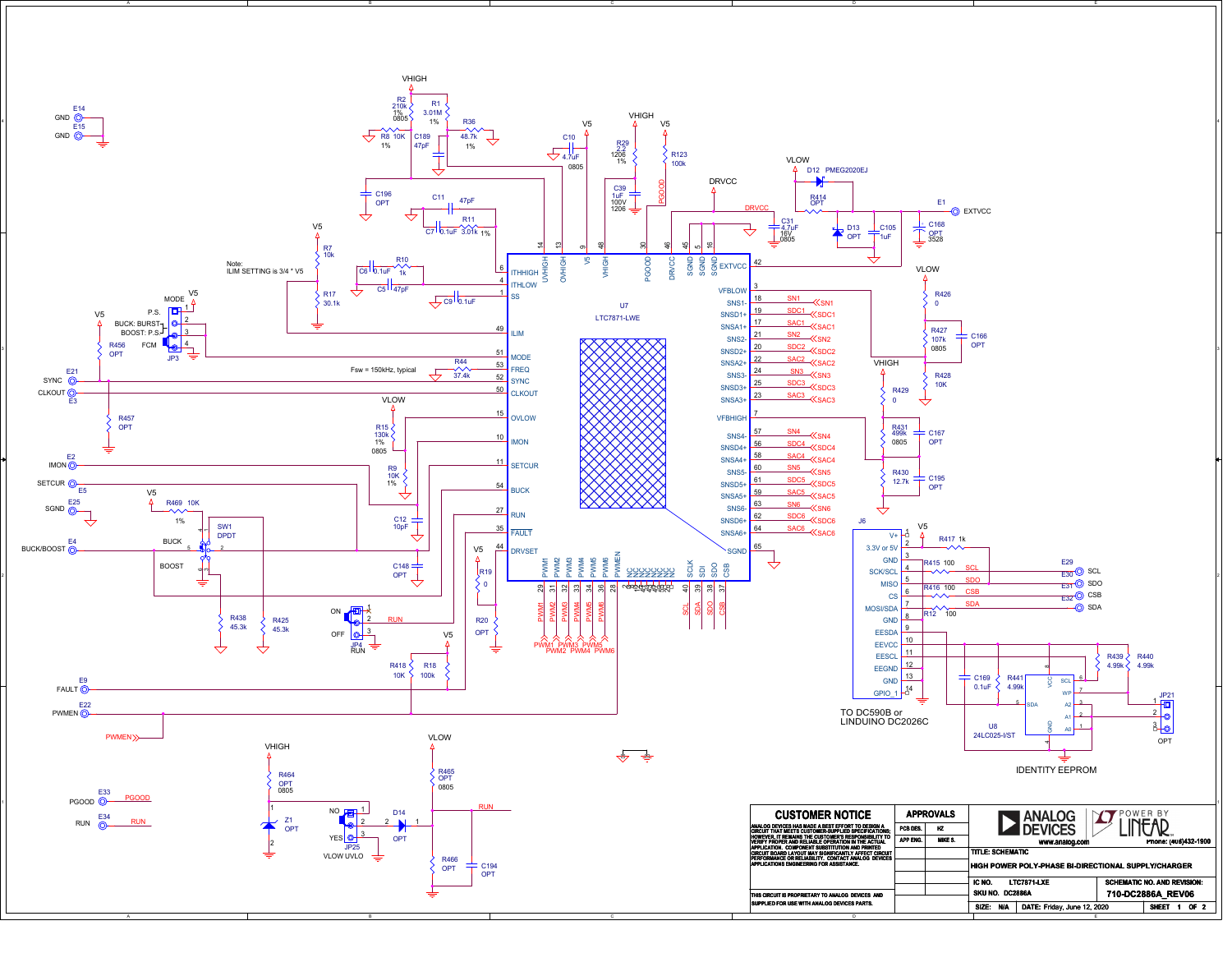**Note:** ILIM SETTING is 3/4 * V5

Fsw = 150kHz, typical

U7
LTC7871-LWE

TO DC590B or LINDUINO DC2026C

IDENTITY EEPROM

U8
24LC025-I/ST

## CUSTOMER NOTICE

ANALOG DEVICES HAS MADE A BEST EFFORT TO DESIGN A CIRCUIT THAT MEETS CUSTOMER-SUPPLIED SPECIFICATIONS; HOWEVER, IT REMAINS THE CUSTOMER'S RESPONSIBILITY TO VERIFY PROPER AND RELIABLE OPERATION IN THE ACTUAL APPLICATION. COMPONENT SUBSTITUTION AND PRINTED CIRCUIT BOARD LAYOUT MAY SIGNIFICANTLY AFFECT CIRCUIT PERFORMANCE OR RELIABILITY. CONTACT ANALOG DEVICES APPLICATIONS ENGINEERING FOR ASSISTANCE.

THIS CIRCUIT IS PROPRIETARY TO ANALOG DEVICES AND SUPPLIED FOR USE WITH ANALOG DEVICES PARTS.

## APPROVALS

| | |
|---|---|
| PCB DES. | HZ |
| APP ENG. | MIKE S. |

ANALOG DEVICES — POWER BY LINEAR

www.analog.com

Phone: (408)432-1900

| | |
|---|---|
| TITLE: SCHEMATIC | |
| HIGH POWER POLY-PHASE BI-DIRECTIONAL SUPPLY/CHARGER | |
| IC NO. LTC7871-LXE | SCHEMATIC NO. AND REVISION: |
| SKU NO. DC2886A | 710-DC2886A_REV06 |
| SIZE: N/A | DATE: Friday, June 12, 2020 — SHEET 1 OF 2 |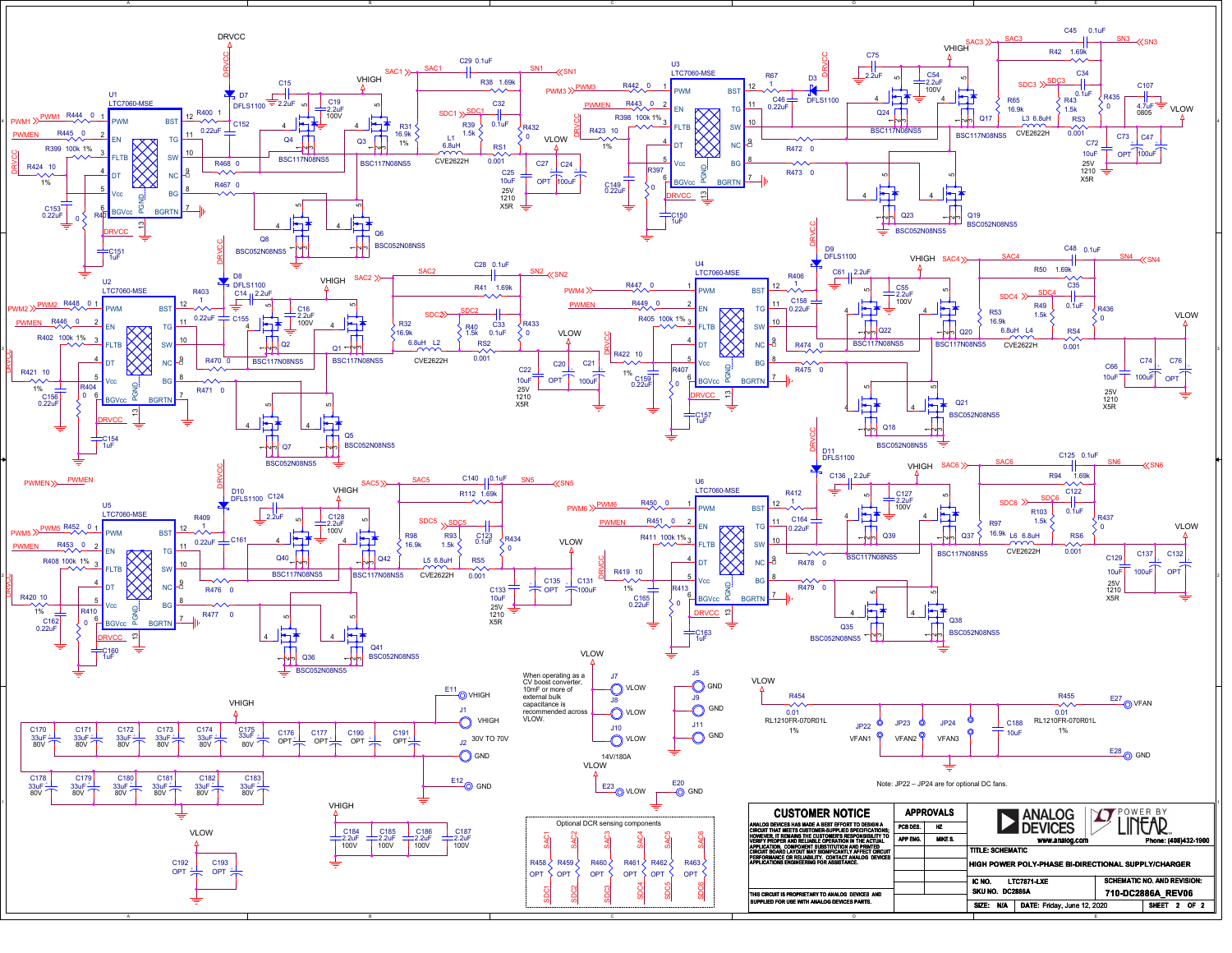When operating as a CV boost converter, 10mF or more of external bulk capacitance is recommended across VLOW.

Note: JP22 – JP24 are for optional DC fans.

Optional DCR sensing components

**CUSTOMER NOTICE**

ANALOG DEVICES HAS MADE A BEST EFFORT TO DESIGN A CIRCUIT THAT MEETS CUSTOMER-SUPPLIED SPECIFICATIONS; HOWEVER, IT REMAINS THE CUSTOMER'S RESPONSIBILITY TO VERIFY PROPER AND RELIABLE OPERATION IN THE ACTUAL APPLICATION. COMPONENT SUBSTITUTION AND PRINTED CIRCUIT BOARD LAYOUT MAY SIGNIFICANTLY AFFECT CIRCUIT PERFORMANCE OR RELIABILITY. CONTACT ANALOG DEVICES APPLICATIONS ENGINEERING FOR ASSISTANCE.

THIS CIRCUIT IS PROPRIETARY TO ANALOG DEVICES AND SUPPLIED FOR USE WITH ANALOG DEVICES PARTS.

| APPROVALS | |
|---|---|
| PCB DES. | HZ |
| APP ENG. | MIKE S. |

ANALOG DEVICES | POWER BY LINEAR

www.analog.com | Phone: (408)432-1900

TITLE: SCHEMATIC

HIGH POWER POLY-PHASE BI-DIRECTIONAL SUPPLY/CHARGER

IC NO. LTC7871-LXE | SCHEMATIC NO. AND REVISION:

SKU NO. DC2886A | 710-DC2886A_REV06

SIZE: N/A | DATE: Friday, June 12, 2020 | SHEET 2 OF 2